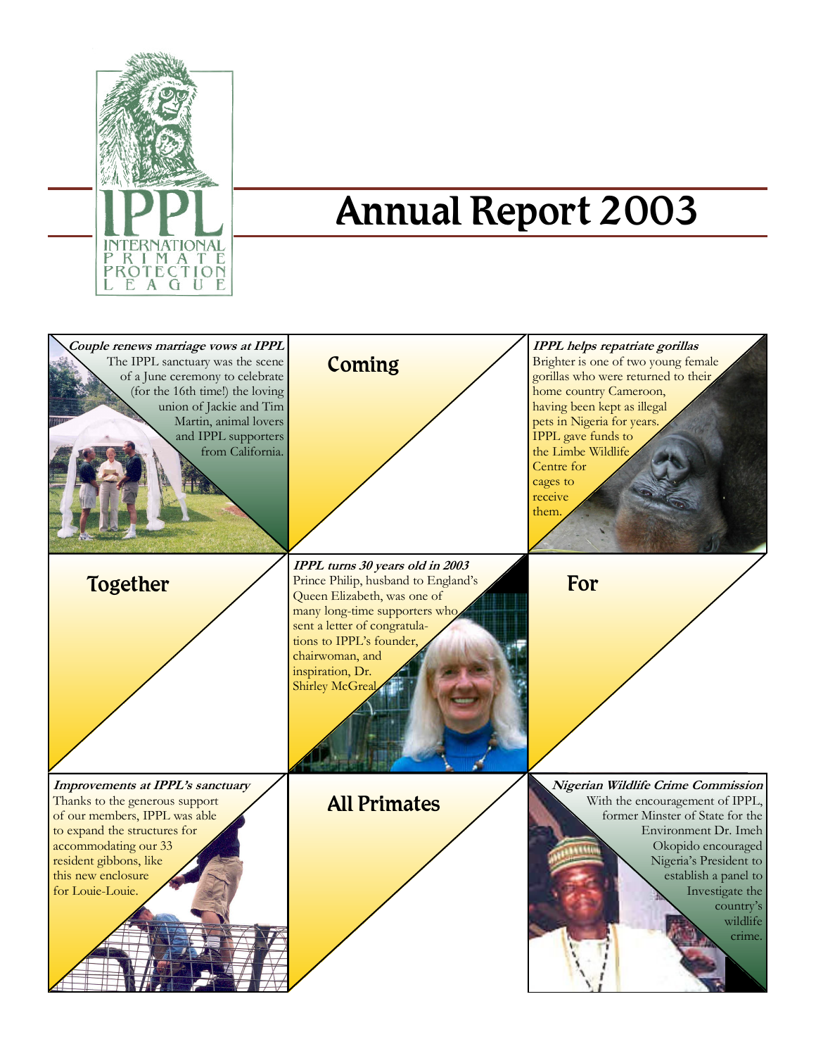INTERNATIONAL PRIMATE PROTECTION LEAGUE

# Annual Report 2003

***Couple renews marriage vows at IPPL***

The IPPL sanctuary was the scene of a June ceremony to celebrate (for the 16th time!) the loving union of Jackie and Tim Martin, animal lovers and IPPL supporters from California.

## Coming

***IPPL helps repatriate gorillas***

Brighter is one of two young female gorillas who were returned to their home country Cameroon, having been kept as illegal pets in Nigeria for years. IPPL gave funds to the Limbe Wildlife Centre for cages to receive them.

## Together

***IPPL turns 30 years old in 2003***

Prince Philip, husband to England's Queen Elizabeth, was one of many long-time supporters who sent a letter of congratulations to IPPL's founder, chairwoman, and inspiration, Dr. Shirley McGreal.

## For

***Improvements at IPPL's sanctuary***

Thanks to the generous support of our members, IPPL was able to expand the structures for accommodating our 33 resident gibbons, like this new enclosure for Louie-Louie.

## All Primates

***Nigerian Wildlife Crime Commission***

With the encouragement of IPPL, former Minster of State for the Environment Dr. Imeh Okopido encouraged Nigeria's President to establish a panel to Investigate the country's wildlife crime.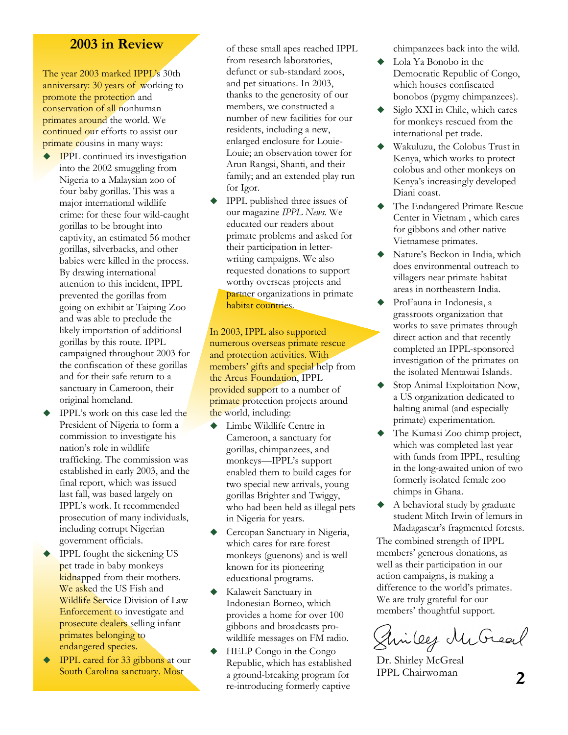## 2003 in Review

The year 2003 marked IPPL's 30th anniversary: 30 years of working to promote the protection and conservation of all nonhuman primates around the world. We continued our efforts to assist our primate cousins in many ways:

- IPPL continued its investigation into the 2002 smuggling from Nigeria to a Malaysian zoo of four baby gorillas. This was a major international wildlife crime: for these four wild-caught gorillas to be brought into captivity, an estimated 56 mother gorillas, silverbacks, and other babies were killed in the process. By drawing international attention to this incident, IPPL prevented the gorillas from going on exhibit at Taiping Zoo and was able to preclude the likely importation of additional gorillas by this route. IPPL campaigned throughout 2003 for the confiscation of these gorillas and for their safe return to a sanctuary in Cameroon, their original homeland.
- IPPL's work on this case led the President of Nigeria to form a commission to investigate his nation's role in wildlife trafficking. The commission was established in early 2003, and the final report, which was issued last fall, was based largely on IPPL's work. It recommended prosecution of many individuals, including corrupt Nigerian government officials.
- IPPL fought the sickening US pet trade in baby monkeys kidnapped from their mothers. We asked the US Fish and Wildlife Service Division of Law Enforcement to investigate and prosecute dealers selling infant primates belonging to endangered species.
- IPPL cared for 33 gibbons at our South Carolina sanctuary. Most of these small apes reached IPPL from research laboratories, defunct or sub-standard zoos, and pet situations. In 2003, thanks to the generosity of our members, we constructed a number of new facilities for our residents, including a new, enlarged enclosure for Louie-Louie; an observation tower for Arun Rangsi, Shanti, and their family; and an extended play run for Igor.
- IPPL published three issues of our magazine *IPPL News*. We educated our readers about primate problems and asked for their participation in letter-writing campaigns. We also requested donations to support worthy overseas projects and partner organizations in primate habitat countries.

In 2003, IPPL also supported numerous overseas primate rescue and protection activities. With members' gifts and special help from the Arcus Foundation, IPPL provided support to a number of primate protection projects around the world, including:

- Limbe Wildlife Centre in Cameroon, a sanctuary for gorillas, chimpanzees, and monkeys—IPPL's support enabled them to build cages for two special new arrivals, young gorillas Brighter and Twiggy, who had been held as illegal pets in Nigeria for years.
- Cercopan Sanctuary in Nigeria, which cares for rare forest monkeys (guenons) and is well known for its pioneering educational programs.
- Kalaweit Sanctuary in Indonesian Borneo, which provides a home for over 100 gibbons and broadcasts pro-wildlife messages on FM radio.
- HELP Congo in the Congo Republic, which has established a ground-breaking program for re-introducing formerly captive chimpanzees back into the wild.
- Lola Ya Bonobo in the Democratic Republic of Congo, which houses confiscated bonobos (pygmy chimpanzees).
- Siglo XXI in Chile, which cares for monkeys rescued from the international pet trade.
- Wakuluzu, the Colobus Trust in Kenya, which works to protect colobus and other monkeys on Kenya's increasingly developed Diani coast.
- The Endangered Primate Rescue Center in Vietnam , which cares for gibbons and other native Vietnamese primates.
- Nature's Beckon in India, which does environmental outreach to villagers near primate habitat areas in northeastern India.
- ProFauna in Indonesia, a grassroots organization that works to save primates through direct action and that recently completed an IPPL-sponsored investigation of the primates on the isolated Mentawai Islands.
- Stop Animal Exploitation Now, a US organization dedicated to halting animal (and especially primate) experimentation.
- The Kumasi Zoo chimp project, which was completed last year with funds from IPPL, resulting in the long-awaited union of two formerly isolated female zoo chimps in Ghana.
- A behavioral study by graduate student Mitch Irwin of lemurs in Madagascar's fragmented forests.

The combined strength of IPPL members' generous donations, as well as their participation in our action campaigns, is making a difference to the world's primates. We are truly grateful for our members' thoughtful support.

Shirley McGreal

Dr. Shirley McGreal
IPPL Chairwoman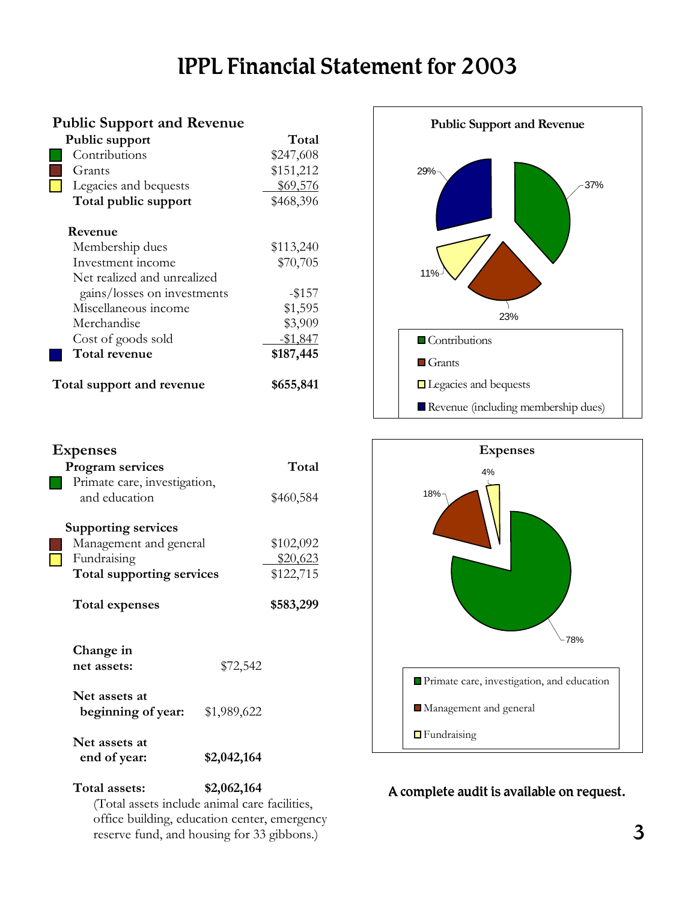# IPPL Financial Statement for 2003

## Public Support and Revenue

| Public support | Total |
|---|---|
| Contributions | $247,608 |
| Grants | $151,212 |
| Legacies and bequests | $69,576 |
| **Total public support** | $468,396 |
| **Revenue** | |
| Membership dues | $113,240 |
| Investment income | $70,705 |
| Net realized and unrealized gains/losses on investments | -$157 |
| Miscellaneous income | $1,595 |
| Merchandise | $3,909 |
| Cost of goods sold | -$1,847 |
| **Total revenue** | **$187,445** |
| **Total support and revenue** | **$655,841** |

**Public Support and Revenue**

- Contributions: 37%
- Grants: 23%
- Legacies and bequests: 11%
- Revenue (including membership dues): 29%

## Expenses

| Program services | Total |
|---|---|
| Primate care, investigation, and education | $460,584 |
| **Supporting services** | |
| Management and general | $102,092 |
| Fundraising | $20,623 |
| **Total supporting services** | $122,715 |
| **Total expenses** | **$583,299** |

**Expenses**

- Primate care, investigation, and education: 78%
- Management and general: 18%
- Fundraising: 4%

| | |
|---|---|
| **Change in net assets:** | $72,542 |
| **Net assets at beginning of year:** | $1,989,622 |
| **Net assets at end of year:** | **$2,042,164** |
| **Total assets:** | **$2,062,164** |

(Total assets include animal care facilities, office building, education center, emergency reserve fund, and housing for 33 gibbons.)

**A complete audit is available on request.**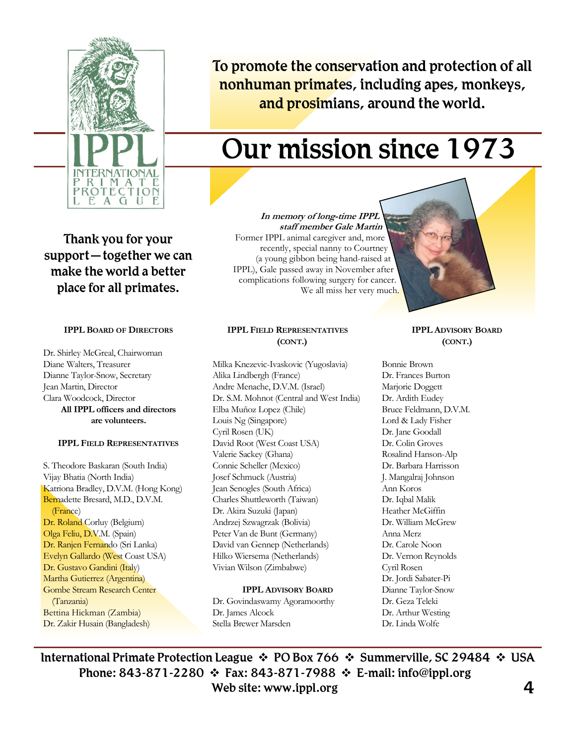To promote the conservation and protection of all nonhuman primates, including apes, monkeys, and prosimians, around the world.

# Our mission since 1973

***In memory of long-time IPPL staff member Gale Martin***

Former IPPL animal caregiver and, more recently, special nanny to Courtney (a young gibbon being hand-raised at IPPL), Gale passed away in November after complications following surgery for cancer. We all miss her very much.

## Thank you for your support—together we can make the world a better place for all primates.

### IPPL Board of Directors

Dr. Shirley McGreal, Chairwoman
Diane Walters, Treasurer
Dianne Taylor-Snow, Secretary
Jean Martin, Director
Clara Woodcock, Director

**All IPPL officers and directors are volunteers.**

### IPPL Field Representatives

S. Theodore Baskaran (South India)
Vijay Bhatia (North India)
Katriona Bradley, D.V.M. (Hong Kong)
Bernadette Bresard, M.D., D.V.M. (France)
Dr. Roland Corluy (Belgium)
Olga Feliu, D.V.M. (Spain)
Dr. Ranjen Fernando (Sri Lanka)
Evelyn Gallardo (West Coast USA)
Dr. Gustavo Gandini (Italy)
Martha Gutierrez (Argentina)
Gombe Stream Research Center (Tanzania)
Bettina Hickman (Zambia)
Dr. Zakir Husain (Bangladesh)

### IPPL Field Representatives (cont.)

Milka Knezevic-Ivaskovic (Yugoslavia)
Alika Lindbergh (France)
Andre Menache, D.V.M. (Israel)
Dr. S.M. Mohnot (Central and West India)
Elba Muñoz Lopez (Chile)
Louis Ng (Singapore)
Cyril Rosen (UK)
David Root (West Coast USA)
Valerie Sackey (Ghana)
Connie Scheller (Mexico)
Josef Schmuck (Austria)
Jean Senogles (South Africa)
Charles Shuttleworth (Taiwan)
Dr. Akira Suzuki (Japan)
Andrzej Szwagrzak (Bolivia)
Peter Van de Bunt (Germany)
David van Gennep (Netherlands)
Hilko Wiersema (Netherlands)
Vivian Wilson (Zimbabwe)

### IPPL Advisory Board

Dr. Govindaswamy Agoramoorthy
Dr. James Alcock
Stella Brewer Marsden

### IPPL Advisory Board (cont.)

Bonnie Brown
Dr. Frances Burton
Marjorie Doggett
Dr. Ardith Eudey
Bruce Feldmann, D.V.M.
Lord & Lady Fisher
Dr. Jane Goodall
Dr. Colin Groves
Rosalind Hanson-Alp
Dr. Barbara Harrisson
J. Mangalraj Johnson
Ann Koros
Dr. Iqbal Malik
Heather McGiffin
Dr. William McGrew
Anna Merz
Dr. Carole Noon
Dr. Vernon Reynolds
Cyril Rosen
Dr. Jordi Sabater-Pi
Dianne Taylor-Snow
Dr. Geza Teleki
Dr. Arthur Westing
Dr. Linda Wolfe

International Primate Protection League ❖ PO Box 766 ❖ Summerville, SC 29484 ❖ USA
Phone: 843-871-2280 ❖ Fax: 843-871-7988 ❖ E-mail: info@ippl.org
Web site: www.ippl.org